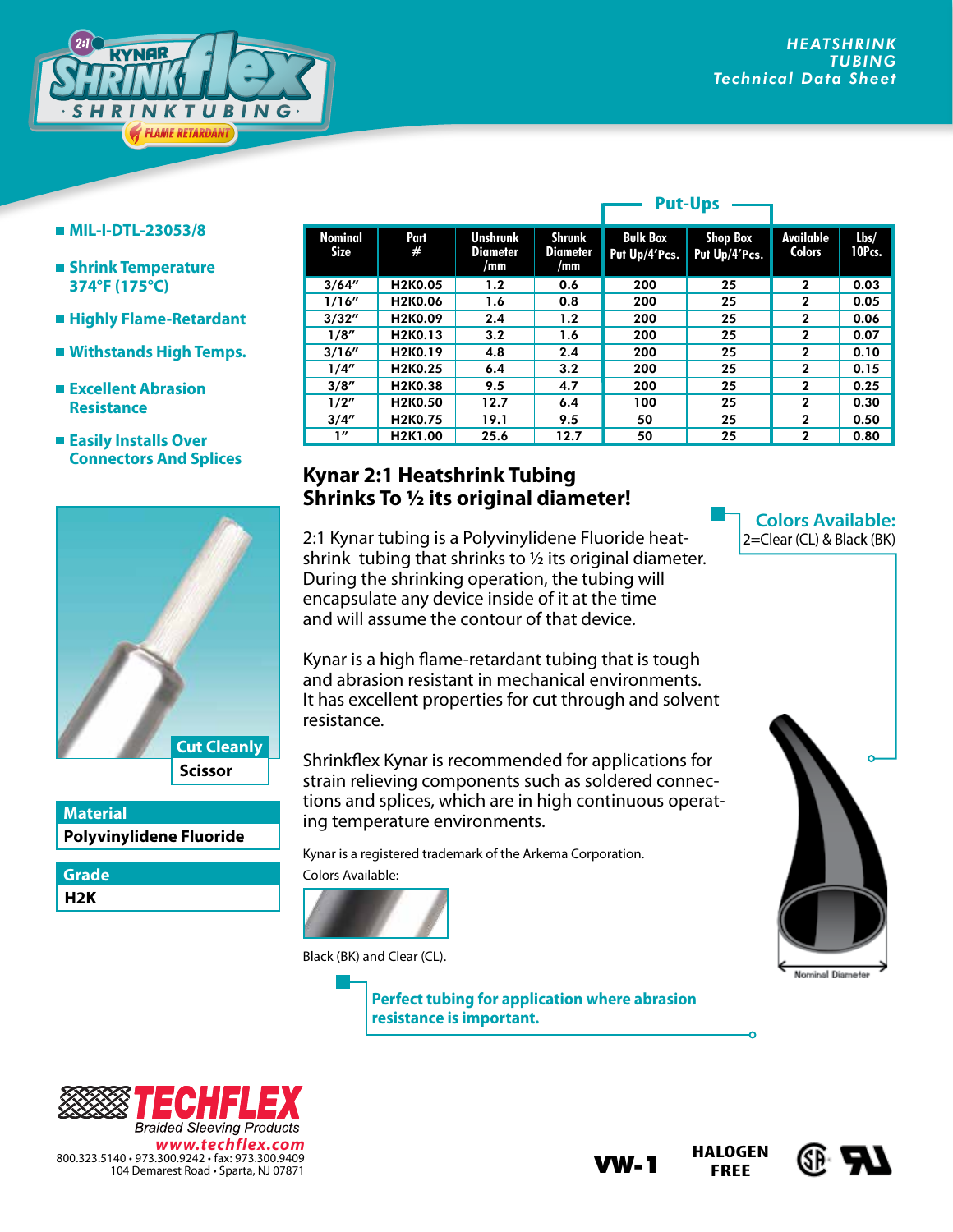HEATSHRINK TUBING
Technical Data Sheet

# Kynar ShrinkFlex Shrinktubing — Flame Retardant

- MIL-I-DTL-23053/8
- Shrink Temperature 374°F (175°C)
- Highly Flame-Retardant
- Withstands High Temps.
- Excellent Abrasion Resistance
- Easily Installs Over Connectors And Splices

| Nominal Size | Part # | Unshrunk Diameter /mm | Shrunk Diameter /mm | Put-Ups: Bulk Box Put Up/4'Pcs. | Put-Ups: Shop Box Put Up/4'Pcs. | Available Colors | Lbs/ 10Pcs. |
|---|---|---|---|---|---|---|---|
| 3/64" | H2K0.05 | 1.2 | 0.6 | 200 | 25 | 2 | 0.03 |
| 1/16" | H2K0.06 | 1.6 | 0.8 | 200 | 25 | 2 | 0.05 |
| 3/32" | H2K0.09 | 2.4 | 1.2 | 200 | 25 | 2 | 0.06 |
| 1/8" | H2K0.13 | 3.2 | 1.6 | 200 | 25 | 2 | 0.07 |
| 3/16" | H2K0.19 | 4.8 | 2.4 | 200 | 25 | 2 | 0.10 |
| 1/4" | H2K0.25 | 6.4 | 3.2 | 200 | 25 | 2 | 0.15 |
| 3/8" | H2K0.38 | 9.5 | 4.7 | 200 | 25 | 2 | 0.25 |
| 1/2" | H2K0.50 | 12.7 | 6.4 | 100 | 25 | 2 | 0.30 |
| 3/4" | H2K0.75 | 19.1 | 9.5 | 50 | 25 | 2 | 0.50 |
| 1" | H2K1.00 | 25.6 | 12.7 | 50 | 25 | 2 | 0.80 |

## Kynar 2:1 Heatshrink Tubing
## Shrinks To ½ its original diameter!

2:1 Kynar tubing is a Polyvinylidene Fluoride heat-shrink tubing that shrinks to ½ its original diameter. During the shrinking operation, the tubing will encapsulate any device inside of it at the time and will assume the contour of that device.

Kynar is a high flame-retardant tubing that is tough and abrasion resistant in mechanical environments. It has excellent properties for cut through and solvent resistance.

Shrinkflex Kynar is recommended for applications for strain relieving components such as soldered connections and splices, which are in high continuous operating temperature environments.

Kynar is a registered trademark of the Arkema Corporation.

Colors Available:

Black (BK) and Clear (CL).

**Colors Available:**
2=Clear (CL) & Black (BK)

Nominal Diameter

**Cut Cleanly:** Scissor

**Material:** Polyvinylidene Fluoride

**Grade:** H2K

**Perfect tubing for application where abrasion resistance is important.**

TECHFLEX
Braided Sleeving Products
www.techflex.com
800.323.5140 • 973.300.9242 • fax: 973.300.9409
104 Demarest Road • Sparta, NJ 07871

VW-1 | HALOGEN FREE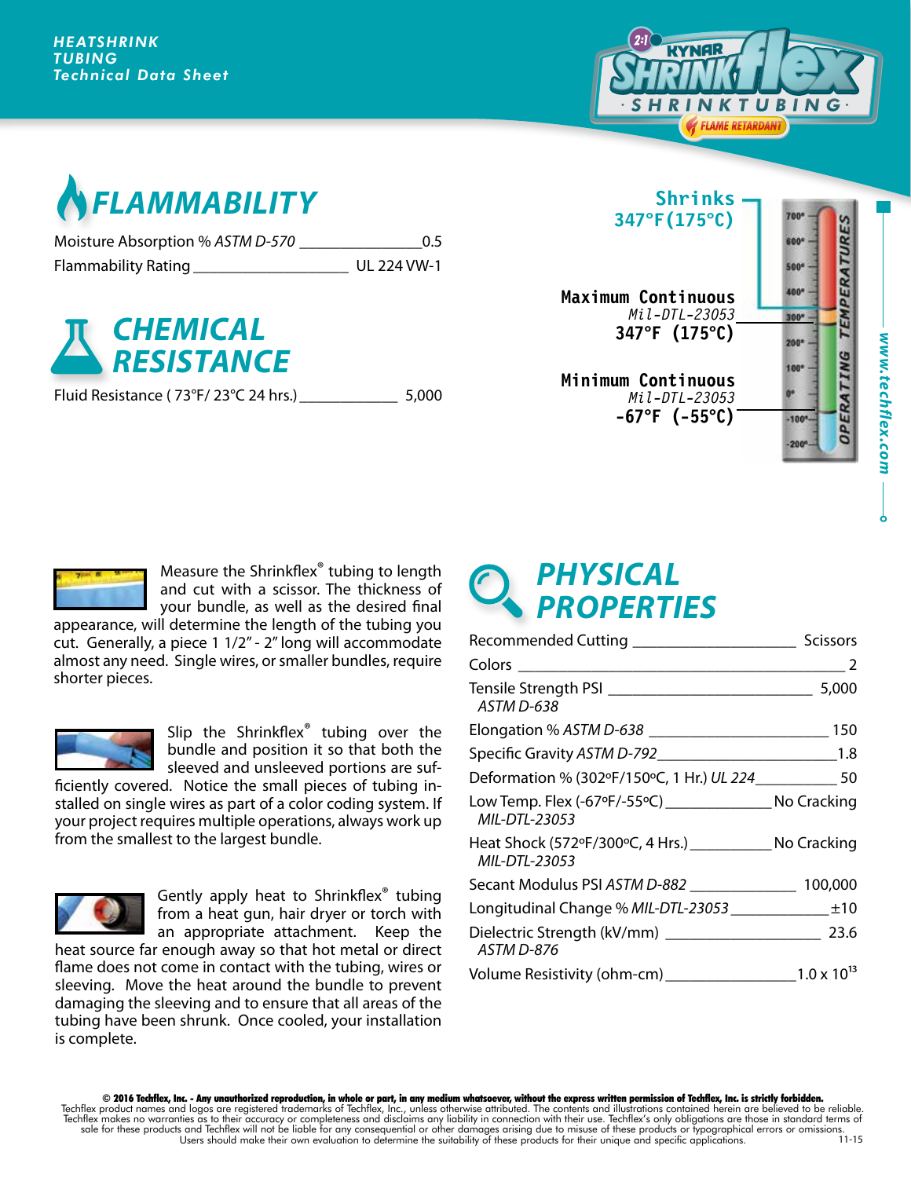HEATSHRINK TUBING
Technical Data Sheet

# FLAMMABILITY

| | |
|---|---|
| Moisture Absorption % *ASTM D-570* | 0.5 |
| Flammability Rating | UL 224 VW-1 |

# CHEMICAL RESISTANCE

| | |
|---|---|
| Fluid Resistance ( 73°F/ 23°C 24 hrs.) | 5,000 |

**Shrinks**
**347°F(175°C)**

**Maximum Continuous**
*Mil-DTL-23053*
**347°F (175°C)**

**Minimum Continuous**
*Mil-DTL-23053*
**-67°F (-55°C)**

700°
600°
500°
400°
300°
200°
100°
0°
-100°
-200°
OPERATING TEMPERATURES

www.techflex.com

Measure the Shrinkflex® tubing to length and cut with a scissor. The thickness of your bundle, as well as the desired final appearance, will determine the length of the tubing you cut. Generally, a piece 1 1/2" - 2" long will accommodate almost any need. Single wires, or smaller bundles, require shorter pieces.

Slip the Shrinkflex® tubing over the bundle and position it so that both the sleeved and unsleeved portions are sufficiently covered. Notice the small pieces of tubing installed on single wires as part of a color coding system. If your project requires multiple operations, always work up from the smallest to the largest bundle.

Gently apply heat to Shrinkflex® tubing from a heat gun, hair dryer or torch with an appropriate attachment. Keep the heat source far enough away so that hot metal or direct flame does not come in contact with the tubing, wires or sleeving. Move the heat around the bundle to prevent damaging the sleeving and to ensure that all areas of the tubing have been shrunk. Once cooled, your installation is complete.

# PHYSICAL PROPERTIES

| | |
|---|---|
| Recommended Cutting | Scissors |
| Colors | 2 |
| Tensile Strength PSI *ASTM D-638* | 5,000 |
| Elongation % *ASTM D-638* | 150 |
| Specific Gravity *ASTM D-792* | 1.8 |
| Deformation % (302ºF/150ºC, 1 Hr.) *UL 224* | 50 |
| Low Temp. Flex (-67ºF/-55ºC) *MIL-DTL-23053* | No Cracking |
| Heat Shock (572ºF/300ºC, 4 Hrs.) *MIL-DTL-23053* | No Cracking |
| Secant Modulus PSI *ASTM D-882* | 100,000 |
| Longitudinal Change % *MIL-DTL-23053* | ±10 |
| Dielectric Strength (kV/mm) *ASTM D-876* | 23.6 |
| Volume Resistivity (ohm-cm) | $1.0 \times 10^{13}$ |

**© 2016 Techflex, Inc. - Any unauthorized reproduction, in whole or part, in any medium whatsoever, without the express written permission of Techflex, Inc. is strictly forbidden.**
Techflex product names and logos are registered trademarks of Techflex, Inc., unless otherwise attributed. The contents and illustrations contained herein are believed to be reliable. Techflex makes no warranties as to their accuracy or completeness and disclaims any liability in connection with their use. Techflex's only obligations are those in standard terms of sale for these products and Techflex will not be liable for any consequential or other damages arising due to misuse of these products or typographical errors or omissions. Users should make their own evaluation to determine the suitability of these products for their unique and specific applications.
11-15